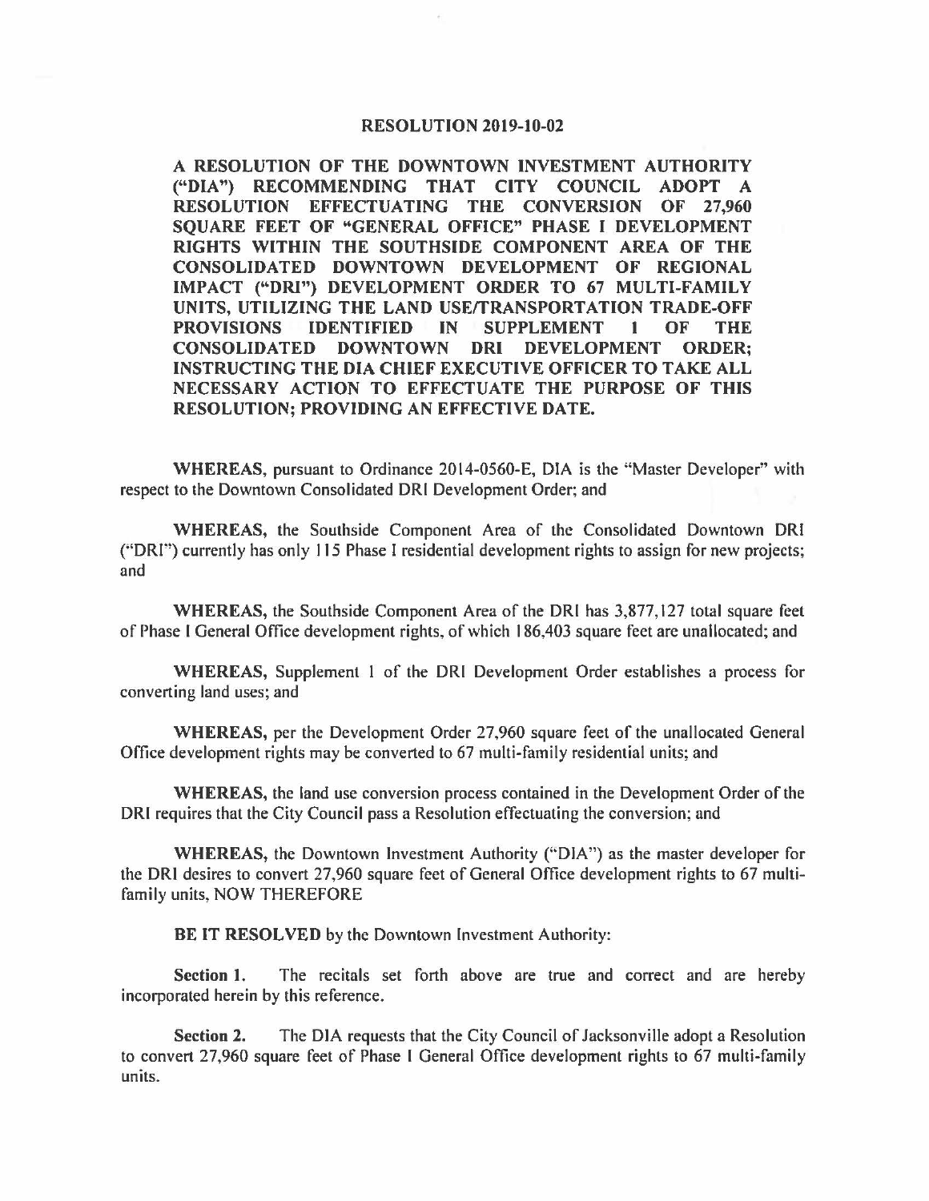# RESOLUTION 2019-10-02

**A RESOLUTION OF THE DOWNTOWN INVESTMENT AUTHORITY ("DIA") RECOMMENDING THAT CITY COUNCIL ADOPT A RESOLUTION EFFECTUATING THE CONVERSION OF 27,960 SQUARE FEET OF "GENERAL OFFICE" PHASE I DEVELOPMENT RIGHTS WITHIN THE SOUTHSIDE COMPONENT AREA OF THE CONSOLIDATED DOWNTOWN DEVELOPMENT OF REGIONAL IMPACT ("DRI") DEVELOPMENT ORDER TO 67 MULTI-FAMILY UNITS, UTILIZING THE LAND USE/TRANSPORTATION TRADE-OFF PROVISIONS IDENTIFIED IN SUPPLEMENT 1 OF THE CONSOLIDATED DOWNTOWN DRI DEVELOPMENT ORDER; INSTRUCTING THE DIA CHIEF EXECUTIVE OFFICER TO TAKE ALL NECESSARY ACTION TO EFFECTUATE THE PURPOSE OF THIS RESOLUTION; PROVIDING AN EFFECTIVE DATE.**

**WHEREAS,** pursuant to Ordinance 2014-0560-E, DIA is the "Master Developer" with respect to the Downtown Consolidated DRI Development Order; and

**WHEREAS,** the Southside Component Area of the Consolidated Downtown DRI ("DRI") currently has only 115 Phase I residential development rights to assign for new projects; and

**WHEREAS,** the Southside Component Area of the DRI has 3,877,127 total square feet of Phase I General Office development rights, of which 186,403 square feet are unallocated; and

**WHEREAS,** Supplement 1 of the DRI Development Order establishes a process for converting land uses; and

**WHEREAS,** per the Development Order 27,960 square feet of the unallocated General Office development rights may be converted to 67 multi-family residential units; and

**WHEREAS,** the land use conversion process contained in the Development Order of the DRI requires that the City Council pass a Resolution effectuating the conversion; and

**WHEREAS,** the Downtown Investment Authority ("DIA") as the master developer for the DRI desires to convert 27,960 square feet of General Office development rights to 67 multi-family units, NOW THEREFORE

**BE IT RESOLVED** by the Downtown Investment Authority:

**Section 1.** The recitals set forth above are true and correct and are hereby incorporated herein by this reference.

**Section 2.** The DIA requests that the City Council of Jacksonville adopt a Resolution to convert 27,960 square feet of Phase I General Office development rights to 67 multi-family units.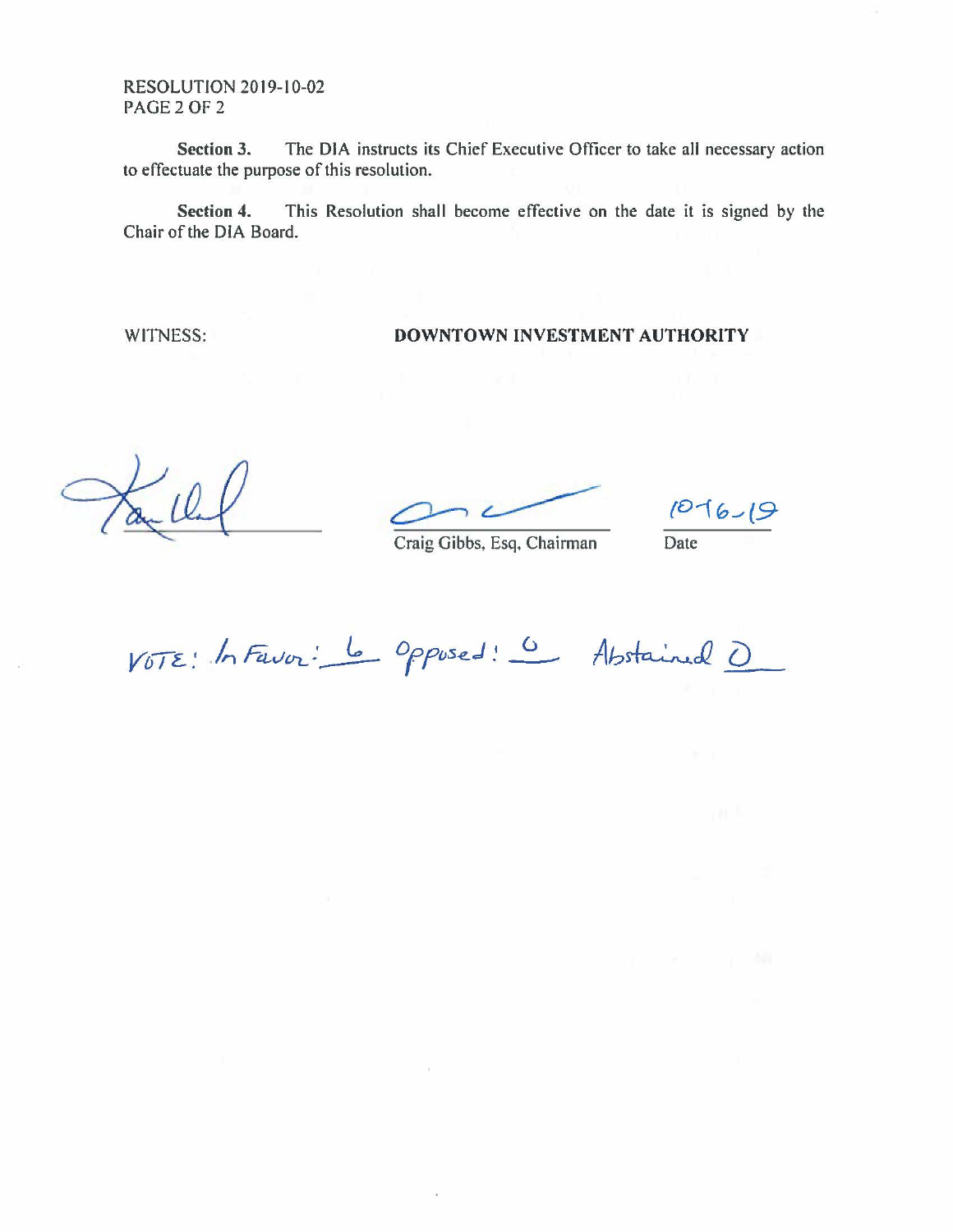RESOLUTION 2019-10-02

**Section 3.** The DIA instructs its Chief Executive Officer to take all necessary action to effectuate the purpose of this resolution.

**Section 4.** This Resolution shall become effective on the date it is signed by the Chair of the DIA Board.

WITNESS: **DOWNTOWN INVESTMENT AUTHORITY**

Craig Gibbs, Esq, Chairman

10-16-19
Date

VOTE: In Favor: 6 Opposed: 0 Abstained 0